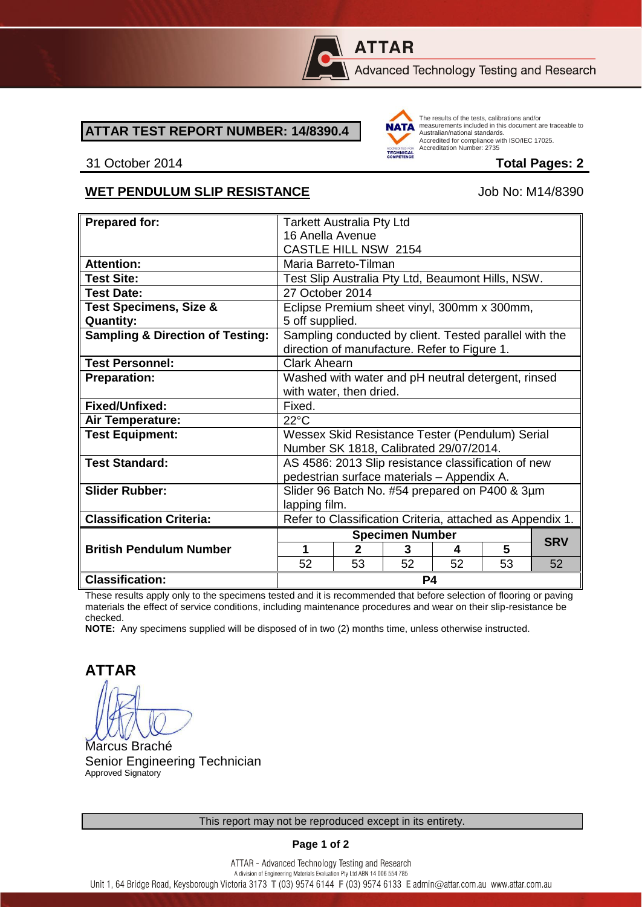ATTAR

Advanced Technology Testing and Research

## ATTAR TEST REPORT NUMBER: 14/8390.4

The results of the tests, calibrations and/or measurements included in this document are traceable to Australian/national standards. Accredited for compliance with ISO/IEC 17025. Accreditation Number: 2735

31 October 2014 **Total Pages: 2**

**WET PENDULUM SLIP RESISTANCE** Job No: M14/8390

| **Prepared for:** | Tarkett Australia Pty Ltd<br>16 Anella Avenue<br>CASTLE HILL NSW 2154 | | | | | |
|---|---|---|---|---|---|---|
| **Attention:** | Maria Barreto-Tilman | | | | | |
| **Test Site:** | Test Slip Australia Pty Ltd, Beaumont Hills, NSW. | | | | | |
| **Test Date:** | 27 October 2014 | | | | | |
| **Test Specimens, Size & Quantity:** | Eclipse Premium sheet vinyl, 300mm x 300mm, 5 off supplied. | | | | | |
| **Sampling & Direction of Testing:** | Sampling conducted by client. Tested parallel with the direction of manufacture. Refer to Figure 1. | | | | | |
| **Test Personnel:** | Clark Ahearn | | | | | |
| **Preparation:** | Washed with water and pH neutral detergent, rinsed with water, then dried. | | | | | |
| **Fixed/Unfixed:** | Fixed. | | | | | |
| **Air Temperature:** | 22°C | | | | | |
| **Test Equipment:** | Wessex Skid Resistance Tester (Pendulum) Serial Number SK 1818, Calibrated 29/07/2014. | | | | | |
| **Test Standard:** | AS 4586: 2013 Slip resistance classification of new pedestrian surface materials – Appendix A. | | | | | |
| **Slider Rubber:** | Slider 96 Batch No. #54 prepared on P400 & 3µm lapping film. | | | | | |
| **Classification Criteria:** | Refer to Classification Criteria, attached as Appendix 1. | | | | | |
| **British Pendulum Number** | **Specimen Number** | | | | | **SRV** |
| | **1** | **2** | **3** | **4** | **5** | |
| | 52 | 53 | 52 | 52 | 53 | 52 |
| **Classification:** | **P4** | | | | | |

These results apply only to the specimens tested and it is recommended that before selection of flooring or paving materials the effect of service conditions, including maintenance procedures and wear on their slip-resistance be checked.

**NOTE:** Any specimens supplied will be disposed of in two (2) months time, unless otherwise instructed.

**ATTAR**

Marcus Braché
Senior Engineering Technician
Approved Signatory

This report may not be reproduced except in its entirety.

ATTAR - Advanced Technology Testing and Research
A division of Engineering Materials Evaluation Pty Ltd ABN 14 006 554 785
Unit 1, 64 Bridge Road, Keysborough Victoria 3173 T (03) 9574 6144 F (03) 9574 6133 E admin@attar.com.au www.attar.com.au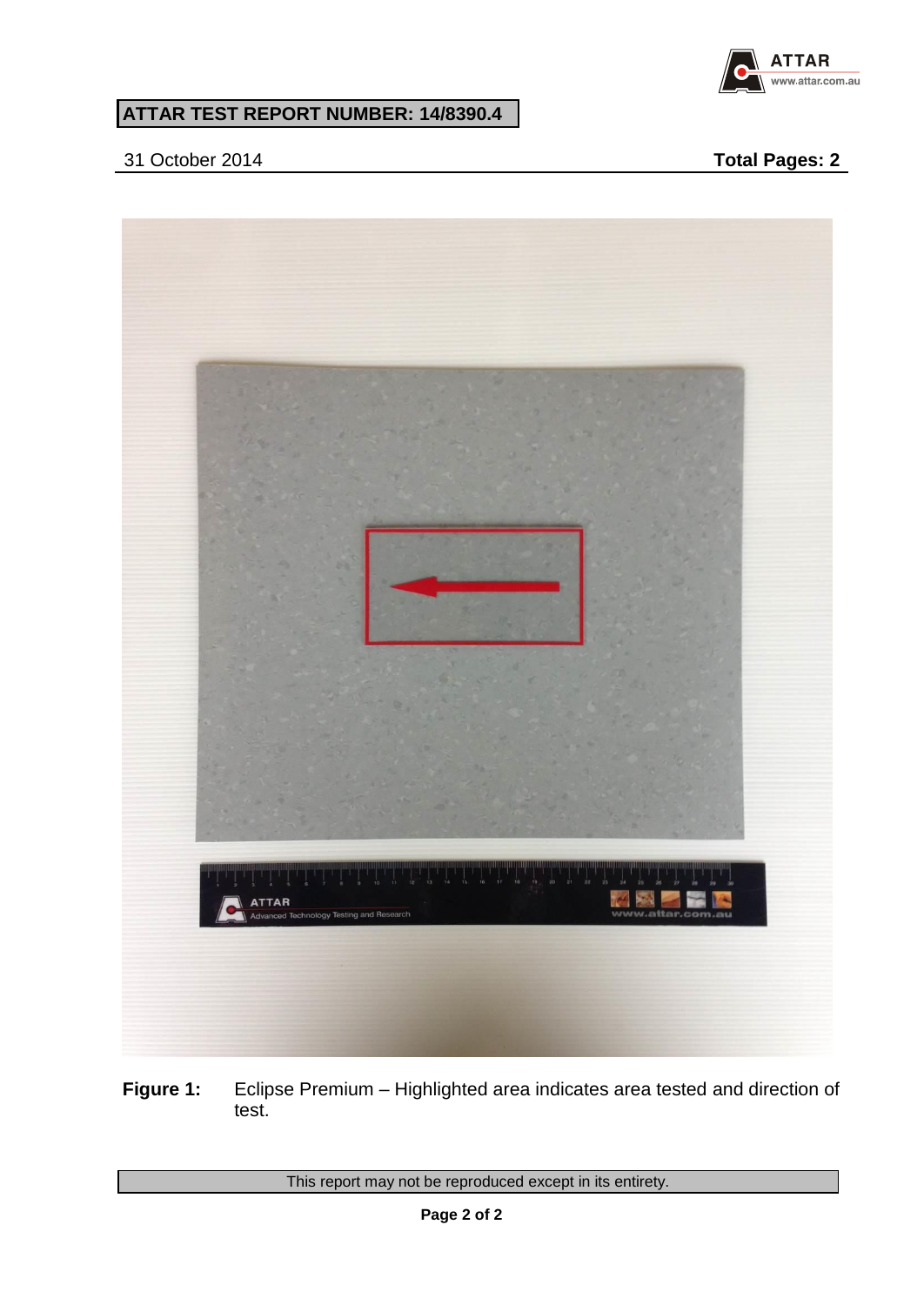**ATTAR TEST REPORT NUMBER: 14/8390.4**

31 October 2014 **Total Pages: 2**

**Figure 1:** Eclipse Premium – Highlighted area indicates area tested and direction of test.

This report may not be reproduced except in its entirety.